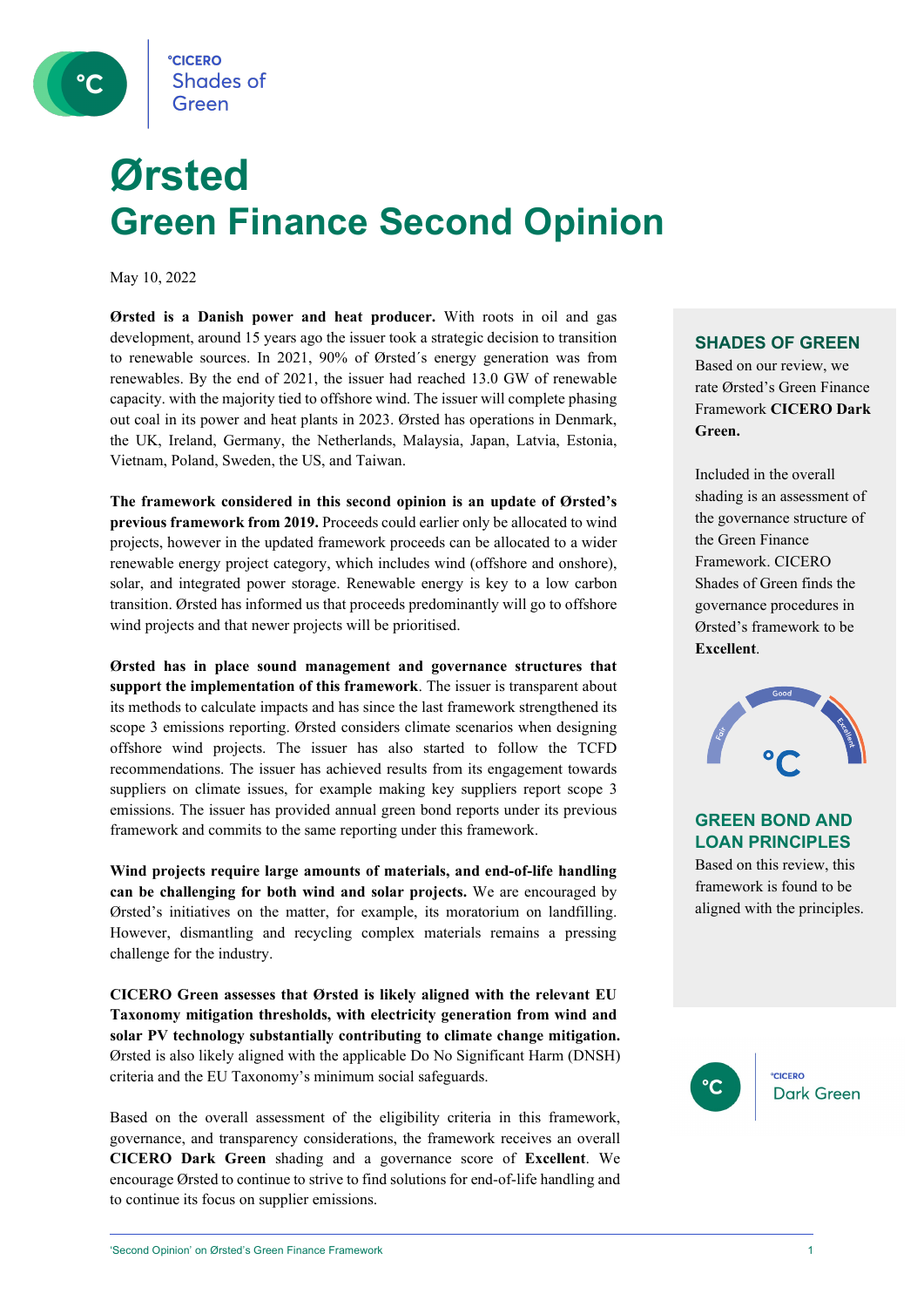°CICERO Shades of Green

# Ørsted
# Green Finance Second Opinion

May 10, 2022

**Ørsted is a Danish power and heat producer.** With roots in oil and gas development, around 15 years ago the issuer took a strategic decision to transition to renewable sources. In 2021, 90% of Ørsted´s energy generation was from renewables. By the end of 2021, the issuer had reached 13.0 GW of renewable capacity. with the majority tied to offshore wind. The issuer will complete phasing out coal in its power and heat plants in 2023. Ørsted has operations in Denmark, the UK, Ireland, Germany, the Netherlands, Malaysia, Japan, Latvia, Estonia, Vietnam, Poland, Sweden, the US, and Taiwan.

**The framework considered in this second opinion is an update of Ørsted's previous framework from 2019.** Proceeds could earlier only be allocated to wind projects, however in the updated framework proceeds can be allocated to a wider renewable energy project category, which includes wind (offshore and onshore), solar, and integrated power storage. Renewable energy is key to a low carbon transition. Ørsted has informed us that proceeds predominantly will go to offshore wind projects and that newer projects will be prioritised.

**Ørsted has in place sound management and governance structures that support the implementation of this framework**. The issuer is transparent about its methods to calculate impacts and has since the last framework strengthened its scope 3 emissions reporting. Ørsted considers climate scenarios when designing offshore wind projects. The issuer has also started to follow the TCFD recommendations. The issuer has achieved results from its engagement towards suppliers on climate issues, for example making key suppliers report scope 3 emissions. The issuer has provided annual green bond reports under its previous framework and commits to the same reporting under this framework.

**Wind projects require large amounts of materials, and end-of-life handling can be challenging for both wind and solar projects.** We are encouraged by Ørsted's initiatives on the matter, for example, its moratorium on landfilling. However, dismantling and recycling complex materials remains a pressing challenge for the industry.

**CICERO Green assesses that Ørsted is likely aligned with the relevant EU Taxonomy mitigation thresholds, with electricity generation from wind and solar PV technology substantially contributing to climate change mitigation.** Ørsted is also likely aligned with the applicable Do No Significant Harm (DNSH) criteria and the EU Taxonomy's minimum social safeguards.

Based on the overall assessment of the eligibility criteria in this framework, governance, and transparency considerations, the framework receives an overall **CICERO Dark Green** shading and a governance score of **Excellent**. We encourage Ørsted to continue to strive to find solutions for end-of-life handling and to continue its focus on supplier emissions.

## SHADES OF GREEN

Based on our review, we rate Ørsted's Green Finance Framework **CICERO Dark Green.**

Included in the overall shading is an assessment of the governance structure of the Green Finance Framework. CICERO Shades of Green finds the governance procedures in Ørsted's framework to be **Excellent**.

Fair · Good · Excellent

## GREEN BOND AND LOAN PRINCIPLES

Based on this review, this framework is found to be aligned with the principles.

°CICERO Dark Green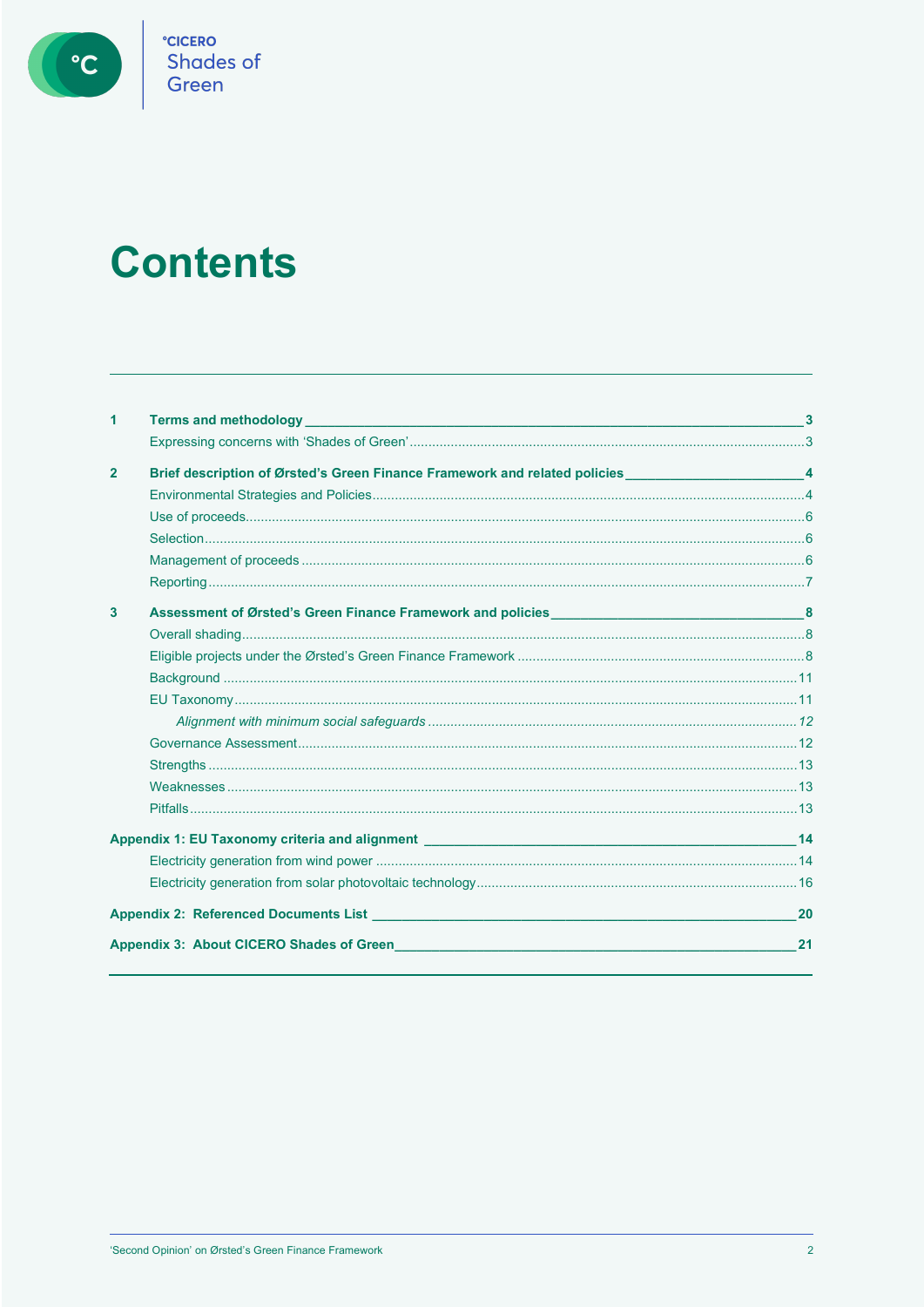# Contents

| | | |
|---|---|---|
| **1** | **Terms and methodology** | **3** |
| | Expressing concerns with 'Shades of Green' | 3 |
| **2** | **Brief description of Ørsted's Green Finance Framework and related policies** | **4** |
| | Environmental Strategies and Policies | 4 |
| | Use of proceeds | 6 |
| | Selection | 6 |
| | Management of proceeds | 6 |
| | Reporting | 7 |
| **3** | **Assessment of Ørsted's Green Finance Framework and policies** | **8** |
| | Overall shading | 8 |
| | Eligible projects under the Ørsted's Green Finance Framework | 8 |
| | Background | 11 |
| | EU Taxonomy | 11 |
| | *Alignment with minimum social safeguards* | *12* |
| | Governance Assessment | 12 |
| | Strengths | 13 |
| | Weaknesses | 13 |
| | Pitfalls | 13 |
| **Appendix 1: EU Taxonomy criteria and alignment** | | **14** |
| | Electricity generation from wind power | 14 |
| | Electricity generation from solar photovoltaic technology | 16 |
| **Appendix 2: Referenced Documents List** | | **20** |
| **Appendix 3: About CICERO Shades of Green** | | **21** |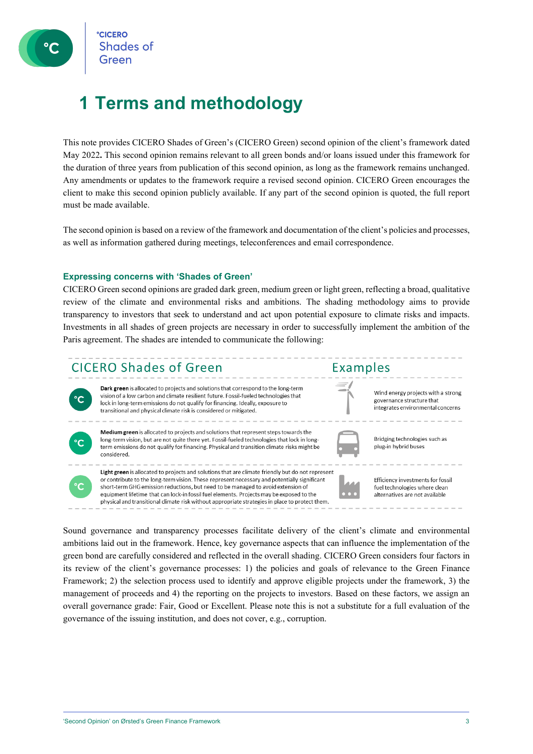# 1 Terms and methodology

This note provides CICERO Shades of Green's (CICERO Green) second opinion of the client's framework dated May 2022**.** This second opinion remains relevant to all green bonds and/or loans issued under this framework for the duration of three years from publication of this second opinion, as long as the framework remains unchanged. Any amendments or updates to the framework require a revised second opinion. CICERO Green encourages the client to make this second opinion publicly available. If any part of the second opinion is quoted, the full report must be made available.

The second opinion is based on a review of the framework and documentation of the client's policies and processes, as well as information gathered during meetings, teleconferences and email correspondence.

### Expressing concerns with 'Shades of Green'

CICERO Green second opinions are graded dark green, medium green or light green, reflecting a broad, qualitative review of the climate and environmental risks and ambitions. The shading methodology aims to provide transparency to investors that seek to understand and act upon potential exposure to climate risks and impacts. Investments in all shades of green projects are necessary in order to successfully implement the ambition of the Paris agreement. The shades are intended to communicate the following:

| CICERO Shades of Green | Examples |
| --- | --- |
| **Dark green** is allocated to projects and solutions that correspond to the long-term vision of a low carbon and climate resilient future. Fossil-fueled technologies that lock in long-term emissions do not qualify for financing. Ideally, exposure to transitional and physical climate risk is considered or mitigated. | Wind energy projects with a strong governance structure that integrates environmental concerns |
| **Medium green** is allocated to projects and solutions that represent steps towards the long-term vision, but are not quite there yet. Fossil-fueled technologies that lock in long-term emissions do not qualify for financing. Physical and transition climate risks might be considered. | Bridging technologies such as plug-in hybrid buses |
| **Light green** is allocated to projects and solutions that are climate friendly but do not represent or contribute to the long-term vision. These represent necessary and potentially significant short-term GHG emission reductions, but need to be managed to avoid extension of equipment lifetime that can lock-in fossil fuel elements. Projects may be exposed to the physical and transitional climate risk without appropriate strategies in place to protect them. | Efficiency investments for fossil fuel technologies where clean alternatives are not available |

Sound governance and transparency processes facilitate delivery of the client's climate and environmental ambitions laid out in the framework. Hence, key governance aspects that can influence the implementation of the green bond are carefully considered and reflected in the overall shading. CICERO Green considers four factors in its review of the client's governance processes: 1) the policies and goals of relevance to the Green Finance Framework; 2) the selection process used to identify and approve eligible projects under the framework, 3) the management of proceeds and 4) the reporting on the projects to investors. Based on these factors, we assign an overall governance grade: Fair, Good or Excellent. Please note this is not a substitute for a full evaluation of the governance of the issuing institution, and does not cover, e.g., corruption.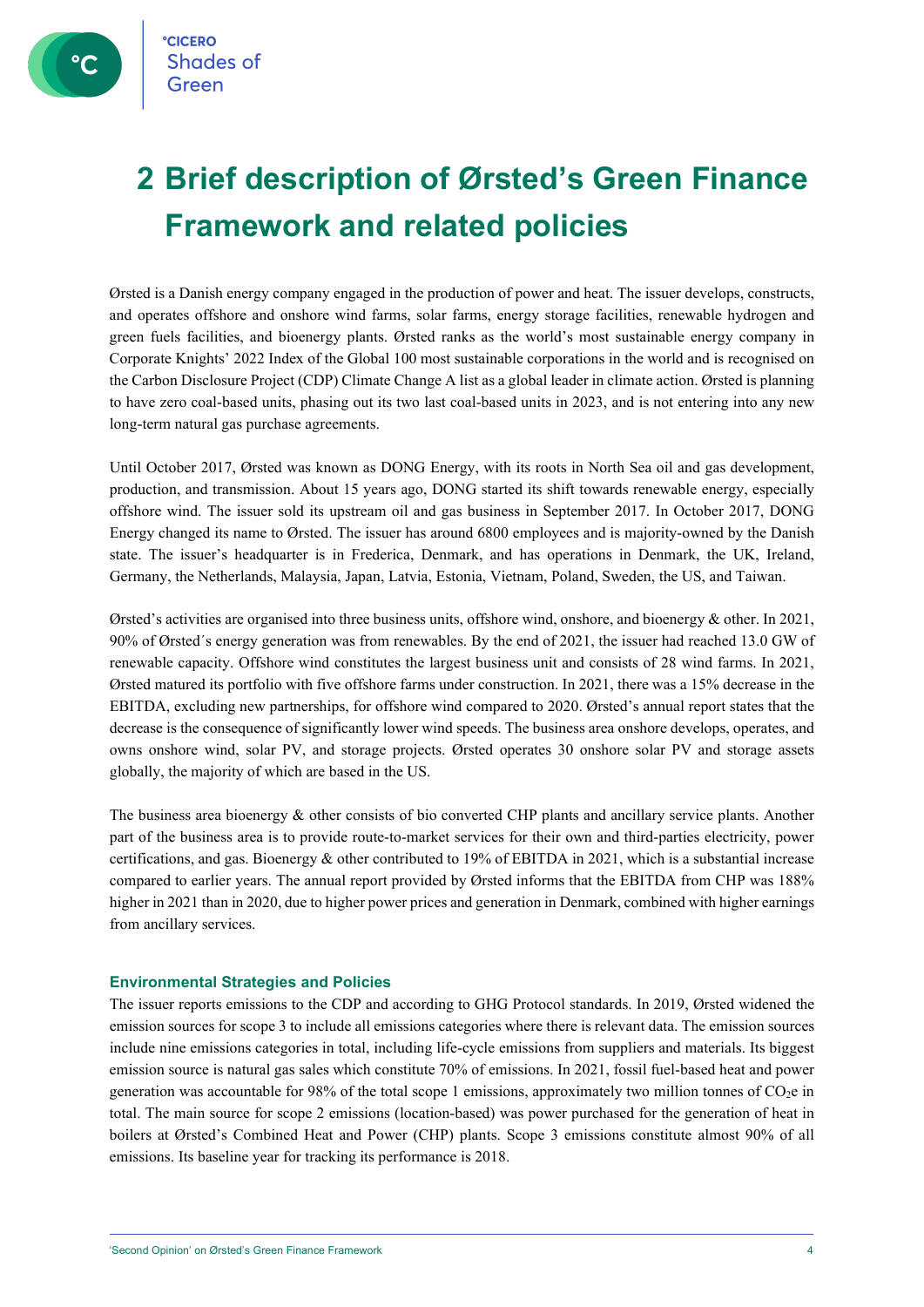# 2 Brief description of Ørsted's Green Finance Framework and related policies

Ørsted is a Danish energy company engaged in the production of power and heat. The issuer develops, constructs, and operates offshore and onshore wind farms, solar farms, energy storage facilities, renewable hydrogen and green fuels facilities, and bioenergy plants. Ørsted ranks as the world's most sustainable energy company in Corporate Knights' 2022 Index of the Global 100 most sustainable corporations in the world and is recognised on the Carbon Disclosure Project (CDP) Climate Change A list as a global leader in climate action. Ørsted is planning to have zero coal-based units, phasing out its two last coal-based units in 2023, and is not entering into any new long-term natural gas purchase agreements.

Until October 2017, Ørsted was known as DONG Energy, with its roots in North Sea oil and gas development, production, and transmission. About 15 years ago, DONG started its shift towards renewable energy, especially offshore wind. The issuer sold its upstream oil and gas business in September 2017. In October 2017, DONG Energy changed its name to Ørsted. The issuer has around 6800 employees and is majority-owned by the Danish state. The issuer's headquarter is in Frederica, Denmark, and has operations in Denmark, the UK, Ireland, Germany, the Netherlands, Malaysia, Japan, Latvia, Estonia, Vietnam, Poland, Sweden, the US, and Taiwan.

Ørsted's activities are organised into three business units, offshore wind, onshore, and bioenergy & other. In 2021, 90% of Ørsted´s energy generation was from renewables. By the end of 2021, the issuer had reached 13.0 GW of renewable capacity. Offshore wind constitutes the largest business unit and consists of 28 wind farms. In 2021, Ørsted matured its portfolio with five offshore farms under construction. In 2021, there was a 15% decrease in the EBITDA, excluding new partnerships, for offshore wind compared to 2020. Ørsted's annual report states that the decrease is the consequence of significantly lower wind speeds. The business area onshore develops, operates, and owns onshore wind, solar PV, and storage projects. Ørsted operates 30 onshore solar PV and storage assets globally, the majority of which are based in the US.

The business area bioenergy & other consists of bio converted CHP plants and ancillary service plants. Another part of the business area is to provide route-to-market services for their own and third-parties electricity, power certifications, and gas. Bioenergy & other contributed to 19% of EBITDA in 2021, which is a substantial increase compared to earlier years. The annual report provided by Ørsted informs that the EBITDA from CHP was 188% higher in 2021 than in 2020, due to higher power prices and generation in Denmark, combined with higher earnings from ancillary services.

### Environmental Strategies and Policies

The issuer reports emissions to the CDP and according to GHG Protocol standards. In 2019, Ørsted widened the emission sources for scope 3 to include all emissions categories where there is relevant data. The emission sources include nine emissions categories in total, including life-cycle emissions from suppliers and materials. Its biggest emission source is natural gas sales which constitute 70% of emissions. In 2021, fossil fuel-based heat and power generation was accountable for 98% of the total scope 1 emissions, approximately two million tonnes of $CO_2$e in total. The main source for scope 2 emissions (location-based) was power purchased for the generation of heat in boilers at Ørsted's Combined Heat and Power (CHP) plants. Scope 3 emissions constitute almost 90% of all emissions. Its baseline year for tracking its performance is 2018.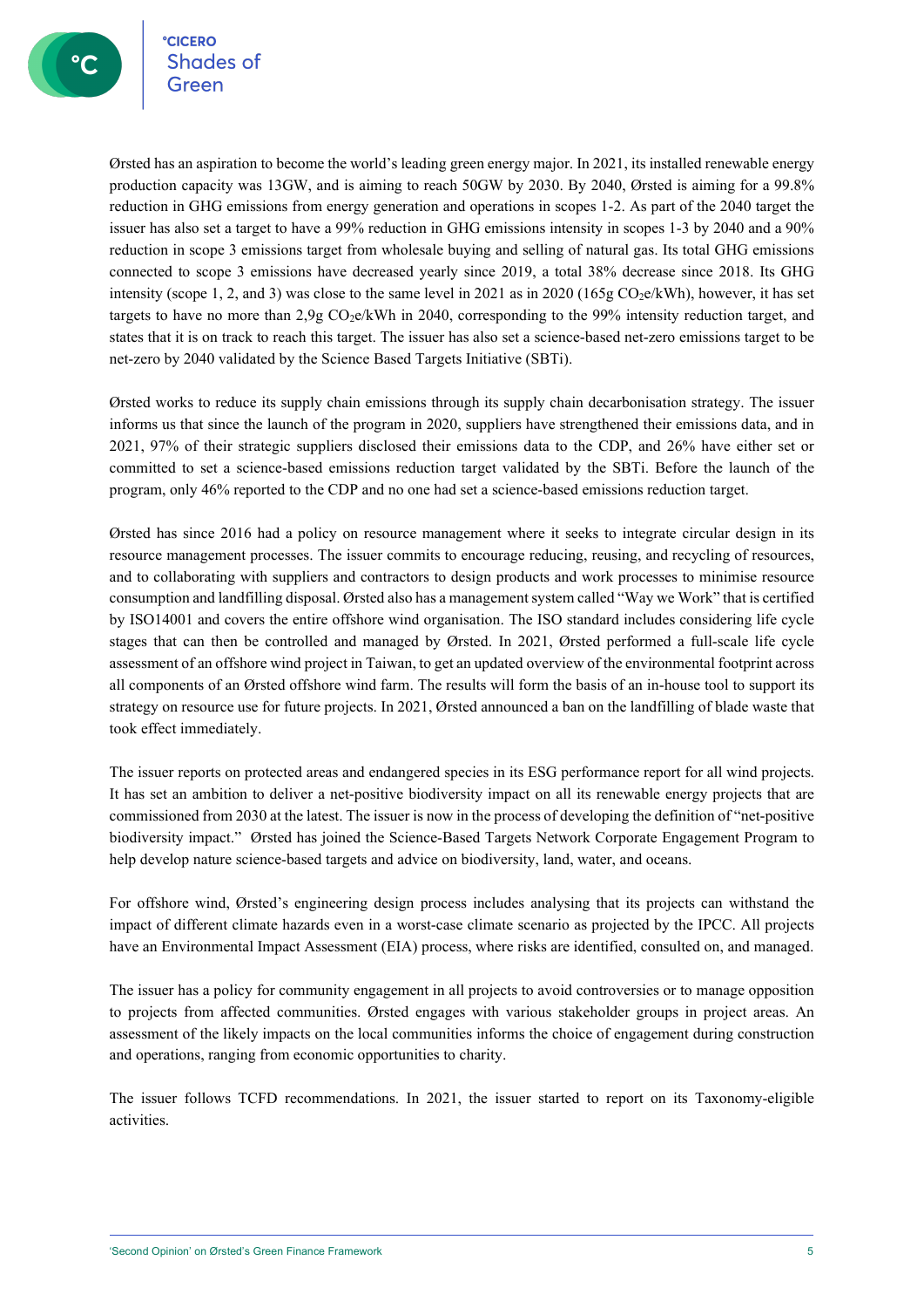Ørsted has an aspiration to become the world's leading green energy major. In 2021, its installed renewable energy production capacity was 13GW, and is aiming to reach 50GW by 2030. By 2040, Ørsted is aiming for a 99.8% reduction in GHG emissions from energy generation and operations in scopes 1-2. As part of the 2040 target the issuer has also set a target to have a 99% reduction in GHG emissions intensity in scopes 1-3 by 2040 and a 90% reduction in scope 3 emissions target from wholesale buying and selling of natural gas. Its total GHG emissions connected to scope 3 emissions have decreased yearly since 2019, a total 38% decrease since 2018. Its GHG intensity (scope 1, 2, and 3) was close to the same level in 2021 as in 2020 (165g $CO_2$e/kWh), however, it has set targets to have no more than 2,9g $CO_2$e/kWh in 2040, corresponding to the 99% intensity reduction target, and states that it is on track to reach this target. The issuer has also set a science-based net-zero emissions target to be net-zero by 2040 validated by the Science Based Targets Initiative (SBTi).

Ørsted works to reduce its supply chain emissions through its supply chain decarbonisation strategy. The issuer informs us that since the launch of the program in 2020, suppliers have strengthened their emissions data, and in 2021, 97% of their strategic suppliers disclosed their emissions data to the CDP, and 26% have either set or committed to set a science-based emissions reduction target validated by the SBTi. Before the launch of the program, only 46% reported to the CDP and no one had set a science-based emissions reduction target.

Ørsted has since 2016 had a policy on resource management where it seeks to integrate circular design in its resource management processes. The issuer commits to encourage reducing, reusing, and recycling of resources, and to collaborating with suppliers and contractors to design products and work processes to minimise resource consumption and landfilling disposal. Ørsted also has a management system called "Way we Work" that is certified by ISO14001 and covers the entire offshore wind organisation. The ISO standard includes considering life cycle stages that can then be controlled and managed by Ørsted. In 2021, Ørsted performed a full-scale life cycle assessment of an offshore wind project in Taiwan, to get an updated overview of the environmental footprint across all components of an Ørsted offshore wind farm. The results will form the basis of an in-house tool to support its strategy on resource use for future projects. In 2021, Ørsted announced a ban on the landfilling of blade waste that took effect immediately.

The issuer reports on protected areas and endangered species in its ESG performance report for all wind projects. It has set an ambition to deliver a net-positive biodiversity impact on all its renewable energy projects that are commissioned from 2030 at the latest. The issuer is now in the process of developing the definition of "net-positive biodiversity impact." Ørsted has joined the Science-Based Targets Network Corporate Engagement Program to help develop nature science-based targets and advice on biodiversity, land, water, and oceans.

For offshore wind, Ørsted's engineering design process includes analysing that its projects can withstand the impact of different climate hazards even in a worst-case climate scenario as projected by the IPCC. All projects have an Environmental Impact Assessment (EIA) process, where risks are identified, consulted on, and managed.

The issuer has a policy for community engagement in all projects to avoid controversies or to manage opposition to projects from affected communities. Ørsted engages with various stakeholder groups in project areas. An assessment of the likely impacts on the local communities informs the choice of engagement during construction and operations, ranging from economic opportunities to charity.

The issuer follows TCFD recommendations. In 2021, the issuer started to report on its Taxonomy-eligible activities.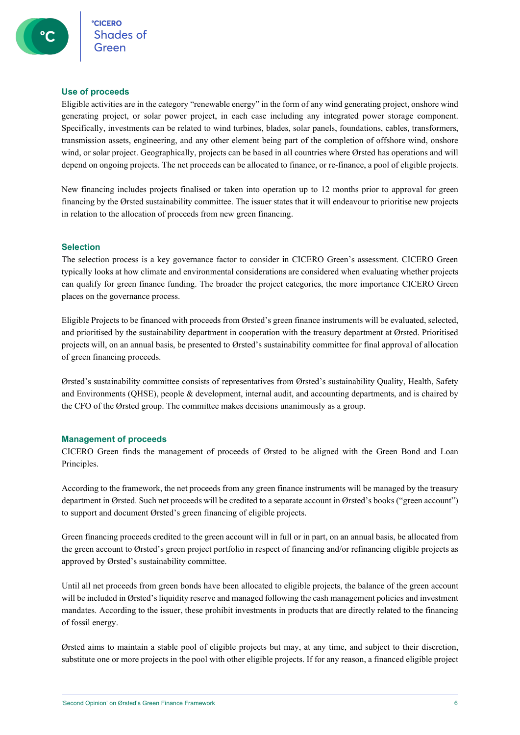### Use of proceeds

Eligible activities are in the category "renewable energy" in the form of any wind generating project, onshore wind generating project, or solar power project, in each case including any integrated power storage component. Specifically, investments can be related to wind turbines, blades, solar panels, foundations, cables, transformers, transmission assets, engineering, and any other element being part of the completion of offshore wind, onshore wind, or solar project. Geographically, projects can be based in all countries where Ørsted has operations and will depend on ongoing projects. The net proceeds can be allocated to finance, or re-finance, a pool of eligible projects.

New financing includes projects finalised or taken into operation up to 12 months prior to approval for green financing by the Ørsted sustainability committee. The issuer states that it will endeavour to prioritise new projects in relation to the allocation of proceeds from new green financing.

### Selection

The selection process is a key governance factor to consider in CICERO Green's assessment. CICERO Green typically looks at how climate and environmental considerations are considered when evaluating whether projects can qualify for green finance funding. The broader the project categories, the more importance CICERO Green places on the governance process.

Eligible Projects to be financed with proceeds from Ørsted's green finance instruments will be evaluated, selected, and prioritised by the sustainability department in cooperation with the treasury department at Ørsted. Prioritised projects will, on an annual basis, be presented to Ørsted's sustainability committee for final approval of allocation of green financing proceeds.

Ørsted's sustainability committee consists of representatives from Ørsted's sustainability Quality, Health, Safety and Environments (QHSE), people & development, internal audit, and accounting departments, and is chaired by the CFO of the Ørsted group. The committee makes decisions unanimously as a group.

### Management of proceeds

CICERO Green finds the management of proceeds of Ørsted to be aligned with the Green Bond and Loan Principles.

According to the framework, the net proceeds from any green finance instruments will be managed by the treasury department in Ørsted. Such net proceeds will be credited to a separate account in Ørsted's books ("green account") to support and document Ørsted's green financing of eligible projects.

Green financing proceeds credited to the green account will in full or in part, on an annual basis, be allocated from the green account to Ørsted's green project portfolio in respect of financing and/or refinancing eligible projects as approved by Ørsted's sustainability committee.

Until all net proceeds from green bonds have been allocated to eligible projects, the balance of the green account will be included in Ørsted's liquidity reserve and managed following the cash management policies and investment mandates. According to the issuer, these prohibit investments in products that are directly related to the financing of fossil energy.

Ørsted aims to maintain a stable pool of eligible projects but may, at any time, and subject to their discretion, substitute one or more projects in the pool with other eligible projects. If for any reason, a financed eligible project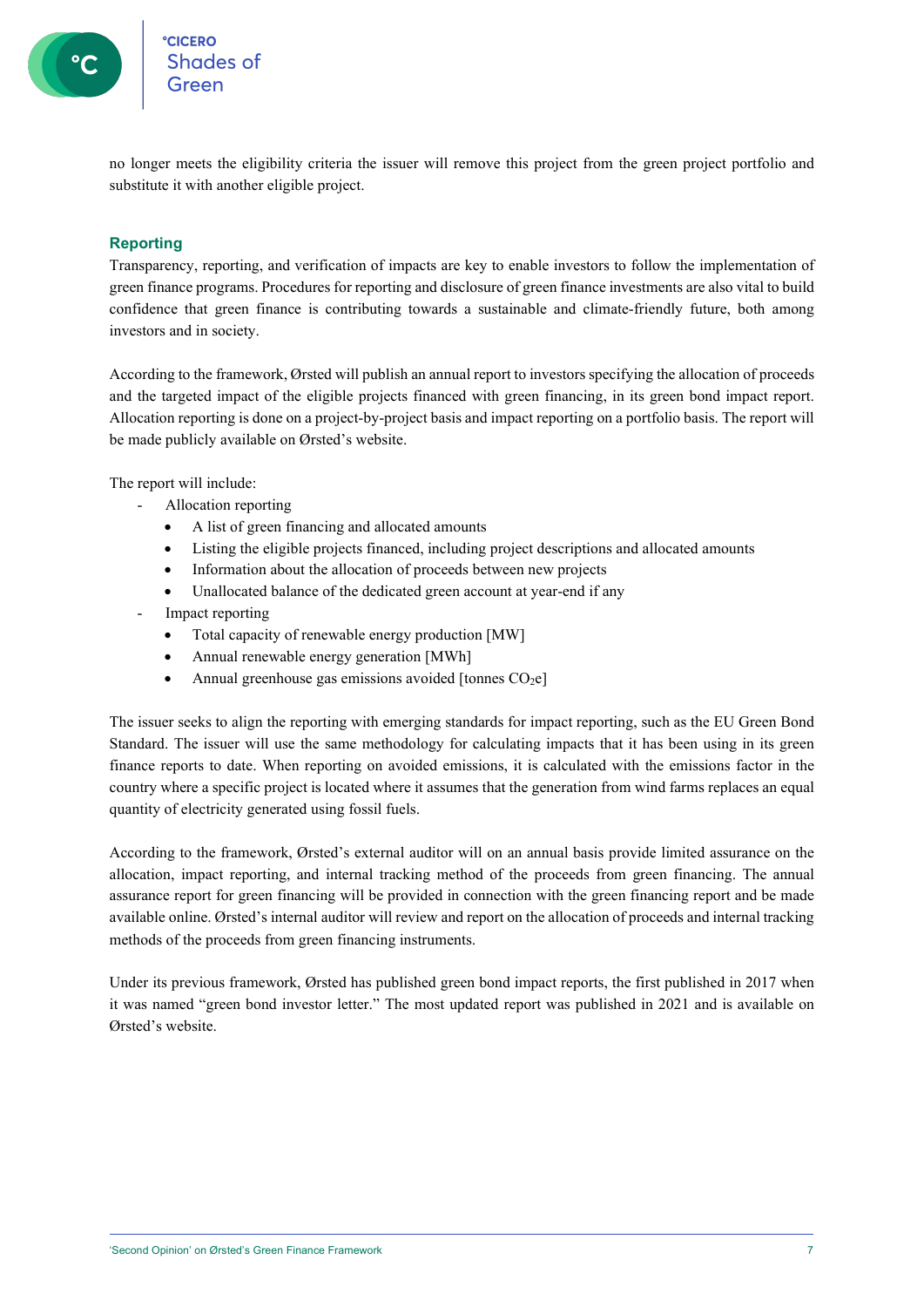no longer meets the eligibility criteria the issuer will remove this project from the green project portfolio and substitute it with another eligible project.

## Reporting

Transparency, reporting, and verification of impacts are key to enable investors to follow the implementation of green finance programs. Procedures for reporting and disclosure of green finance investments are also vital to build confidence that green finance is contributing towards a sustainable and climate-friendly future, both among investors and in society.

According to the framework, Ørsted will publish an annual report to investors specifying the allocation of proceeds and the targeted impact of the eligible projects financed with green financing, in its green bond impact report. Allocation reporting is done on a project-by-project basis and impact reporting on a portfolio basis. The report will be made publicly available on Ørsted's website.

The report will include:

- Allocation reporting
  - A list of green financing and allocated amounts
  - Listing the eligible projects financed, including project descriptions and allocated amounts
  - Information about the allocation of proceeds between new projects
  - Unallocated balance of the dedicated green account at year-end if any
- Impact reporting
  - Total capacity of renewable energy production [MW]
  - Annual renewable energy generation [MWh]
  - Annual greenhouse gas emissions avoided [tonnes $CO_2e$]

The issuer seeks to align the reporting with emerging standards for impact reporting, such as the EU Green Bond Standard. The issuer will use the same methodology for calculating impacts that it has been using in its green finance reports to date. When reporting on avoided emissions, it is calculated with the emissions factor in the country where a specific project is located where it assumes that the generation from wind farms replaces an equal quantity of electricity generated using fossil fuels.

According to the framework, Ørsted's external auditor will on an annual basis provide limited assurance on the allocation, impact reporting, and internal tracking method of the proceeds from green financing. The annual assurance report for green financing will be provided in connection with the green financing report and be made available online. Ørsted's internal auditor will review and report on the allocation of proceeds and internal tracking methods of the proceeds from green financing instruments.

Under its previous framework, Ørsted has published green bond impact reports, the first published in 2017 when it was named "green bond investor letter." The most updated report was published in 2021 and is available on Ørsted's website.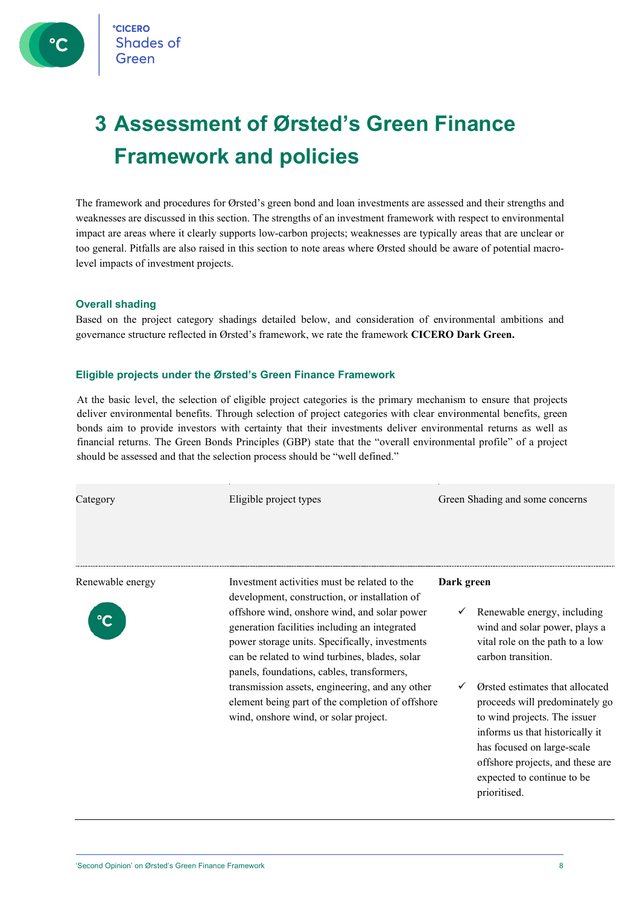# 3 Assessment of Ørsted's Green Finance Framework and policies

The framework and procedures for Ørsted's green bond and loan investments are assessed and their strengths and weaknesses are discussed in this section. The strengths of an investment framework with respect to environmental impact are areas where it clearly supports low-carbon projects; weaknesses are typically areas that are unclear or too general. Pitfalls are also raised in this section to note areas where Ørsted should be aware of potential macro-level impacts of investment projects.

### Overall shading

Based on the project category shadings detailed below, and consideration of environmental ambitions and governance structure reflected in Ørsted's framework, we rate the framework **CICERO Dark Green.**

### Eligible projects under the Ørsted's Green Finance Framework

At the basic level, the selection of eligible project categories is the primary mechanism to ensure that projects deliver environmental benefits. Through selection of project categories with clear environmental benefits, green bonds aim to provide investors with certainty that their investments deliver environmental returns as well as financial returns. The Green Bonds Principles (GBP) state that the "overall environmental profile" of a project should be assessed and that the selection process should be "well defined."

| Category | Eligible project types | Green Shading and some concerns |
|---|---|---|
| Renewable energy | Investment activities must be related to the development, construction, or installation of offshore wind, onshore wind, and solar power generation facilities including an integrated power storage units. Specifically, investments can be related to wind turbines, blades, solar panels, foundations, cables, transformers, transmission assets, engineering, and any other element being part of the completion of offshore wind, onshore wind, or solar project. | **Dark green**<br><br>✓ Renewable energy, including wind and solar power, plays a vital role on the path to a low carbon transition.<br><br>✓ Ørsted estimates that allocated proceeds will predominately go to wind projects. The issuer informs us that historically it has focused on large-scale offshore projects, and these are expected to continue to be prioritised. |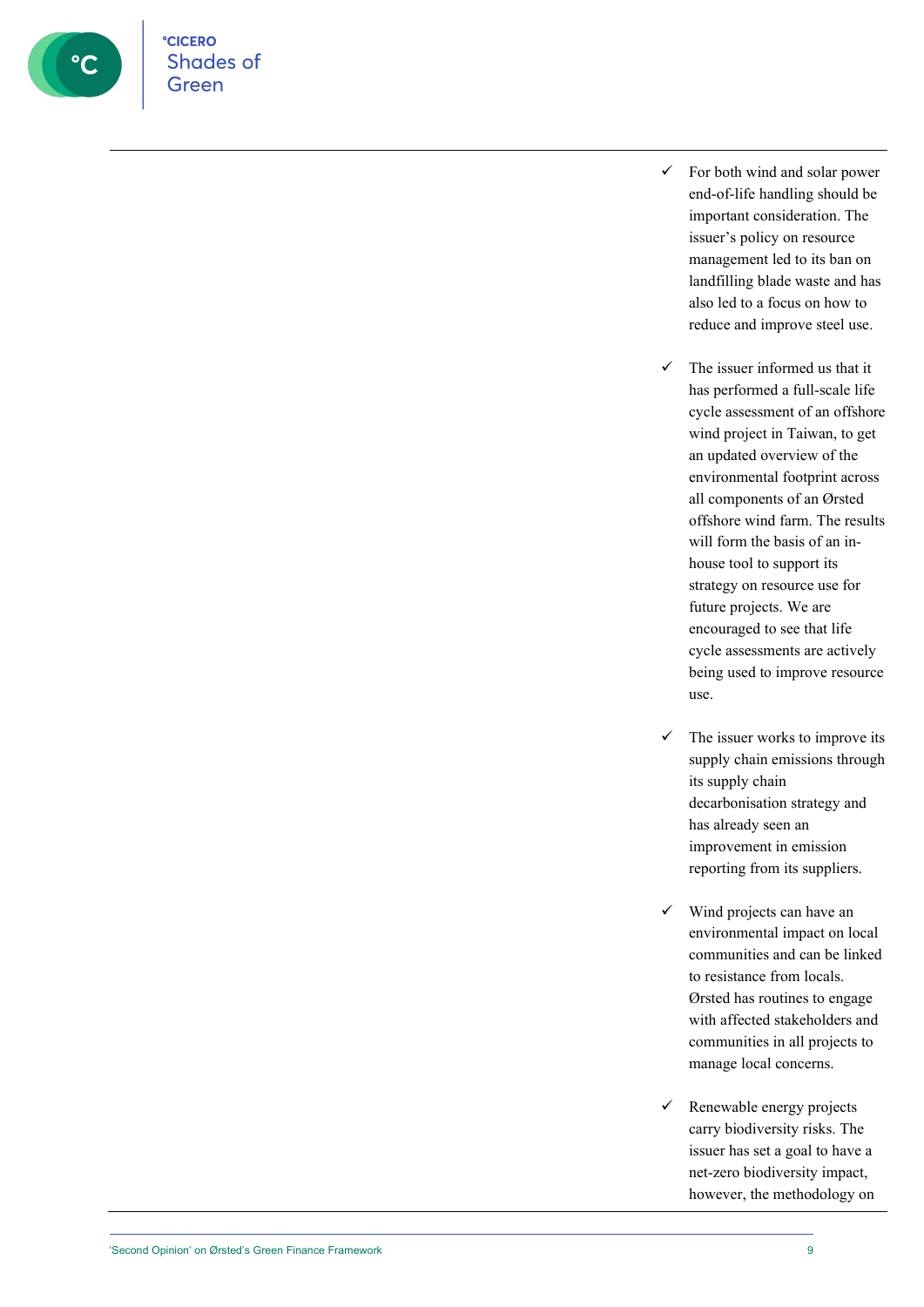- ✓ For both wind and solar power end-of-life handling should be important consideration. The issuer's policy on resource management led to its ban on landfilling blade waste and has also led to a focus on how to reduce and improve steel use.

- ✓ The issuer informed us that it has performed a full-scale life cycle assessment of an offshore wind project in Taiwan, to get an updated overview of the environmental footprint across all components of an Ørsted offshore wind farm. The results will form the basis of an in-house tool to support its strategy on resource use for future projects. We are encouraged to see that life cycle assessments are actively being used to improve resource use.

- ✓ The issuer works to improve its supply chain emissions through its supply chain decarbonisation strategy and has already seen an improvement in emission reporting from its suppliers.

- ✓ Wind projects can have an environmental impact on local communities and can be linked to resistance from locals. Ørsted has routines to engage with affected stakeholders and communities in all projects to manage local concerns.

- ✓ Renewable energy projects carry biodiversity risks. The issuer has set a goal to have a net-zero biodiversity impact, however, the methodology on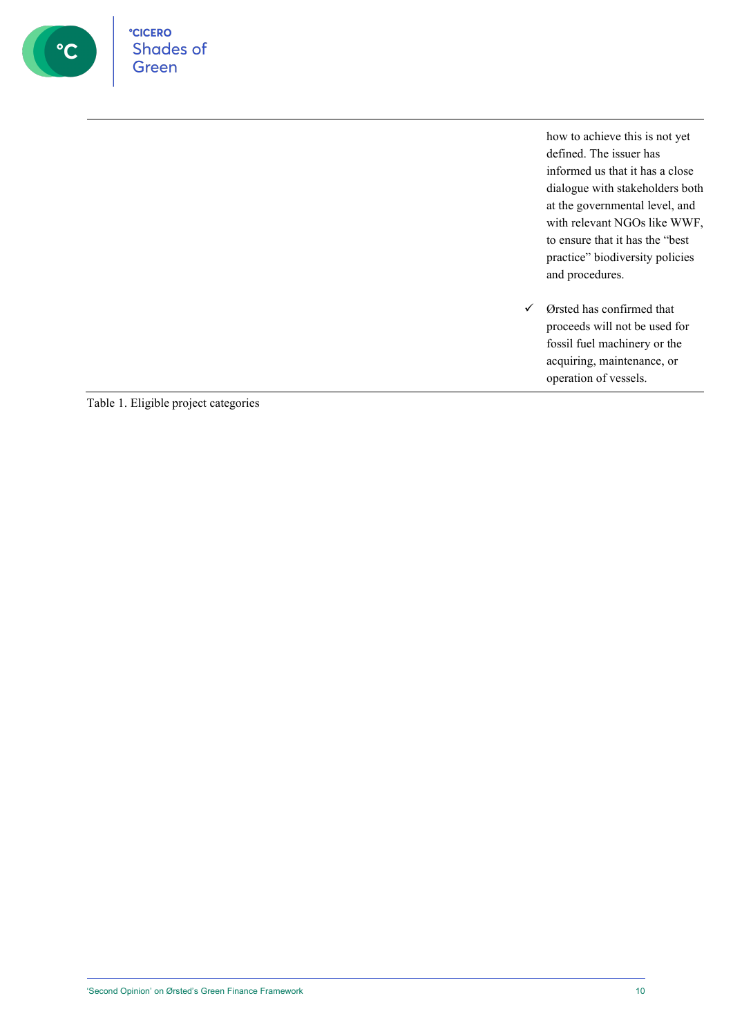| | | |
|---|---|---|
| | | how to achieve this is not yet defined. The issuer has informed us that it has a close dialogue with stakeholders both at the governmental level, and with relevant NGOs like WWF, to ensure that it has the "best practice" biodiversity policies and procedures.<br><br>✓ Ørsted has confirmed that proceeds will not be used for fossil fuel machinery or the acquiring, maintenance, or operation of vessels. |

Table 1. Eligible project categories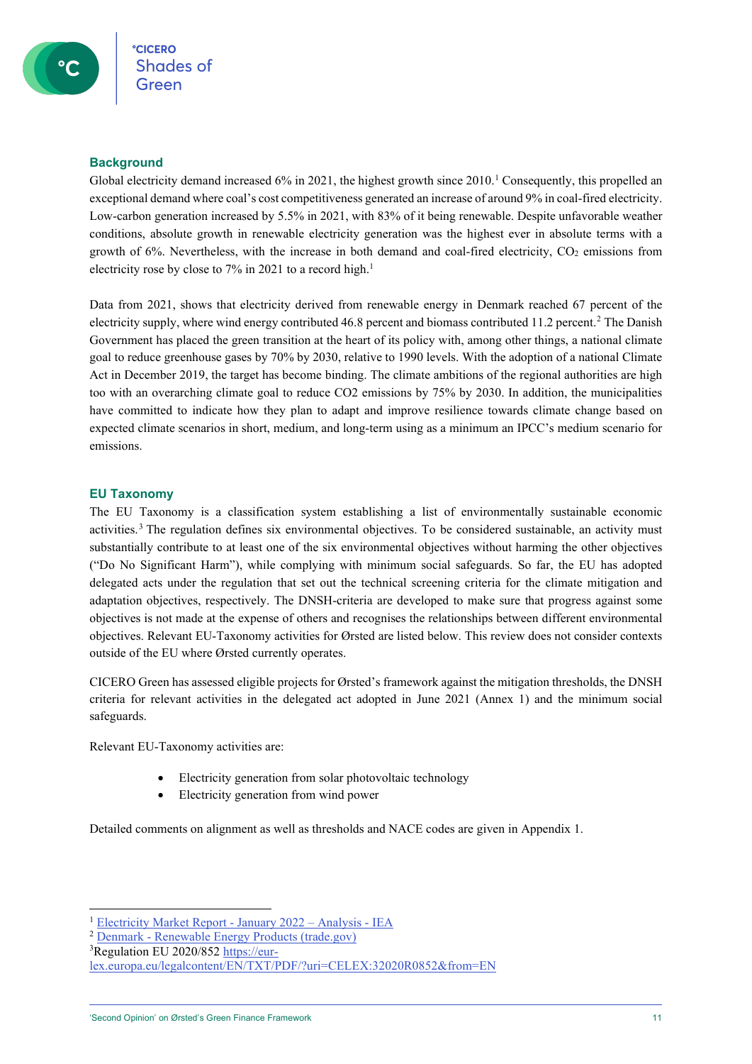## Background

Global electricity demand increased 6% in 2021, the highest growth since 2010.[1] Consequently, this propelled an exceptional demand where coal's cost competitiveness generated an increase of around 9% in coal-fired electricity. Low-carbon generation increased by 5.5% in 2021, with 83% of it being renewable. Despite unfavorable weather conditions, absolute growth in renewable electricity generation was the highest ever in absolute terms with a growth of 6%. Nevertheless, with the increase in both demand and coal-fired electricity, $CO_2$ emissions from electricity rose by close to 7% in 2021 to a record high.[1]

Data from 2021, shows that electricity derived from renewable energy in Denmark reached 67 percent of the electricity supply, where wind energy contributed 46.8 percent and biomass contributed 11.2 percent.[2] The Danish Government has placed the green transition at the heart of its policy with, among other things, a national climate goal to reduce greenhouse gases by 70% by 2030, relative to 1990 levels. With the adoption of a national Climate Act in December 2019, the target has become binding. The climate ambitions of the regional authorities are high too with an overarching climate goal to reduce CO2 emissions by 75% by 2030. In addition, the municipalities have committed to indicate how they plan to adapt and improve resilience towards climate change based on expected climate scenarios in short, medium, and long-term using as a minimum an IPCC's medium scenario for emissions.

## EU Taxonomy

The EU Taxonomy is a classification system establishing a list of environmentally sustainable economic activities.[3] The regulation defines six environmental objectives. To be considered sustainable, an activity must substantially contribute to at least one of the six environmental objectives without harming the other objectives ("Do No Significant Harm"), while complying with minimum social safeguards. So far, the EU has adopted delegated acts under the regulation that set out the technical screening criteria for the climate mitigation and adaptation objectives, respectively. The DNSH-criteria are developed to make sure that progress against some objectives is not made at the expense of others and recognises the relationships between different environmental objectives. Relevant EU-Taxonomy activities for Ørsted are listed below. This review does not consider contexts outside of the EU where Ørsted currently operates.

CICERO Green has assessed eligible projects for Ørsted's framework against the mitigation thresholds, the DNSH criteria for relevant activities in the delegated act adopted in June 2021 (Annex 1) and the minimum social safeguards.

Relevant EU-Taxonomy activities are:

- Electricity generation from solar photovoltaic technology
- Electricity generation from wind power

Detailed comments on alignment as well as thresholds and NACE codes are given in Appendix 1.

---

[1] Electricity Market Report - January 2022 – Analysis - IEA

[2] Denmark - Renewable Energy Products (trade.gov)

[3] Regulation EU 2020/852 https://eur-lex.europa.eu/legalcontent/EN/TXT/PDF/?uri=CELEX:32020R0852&from=EN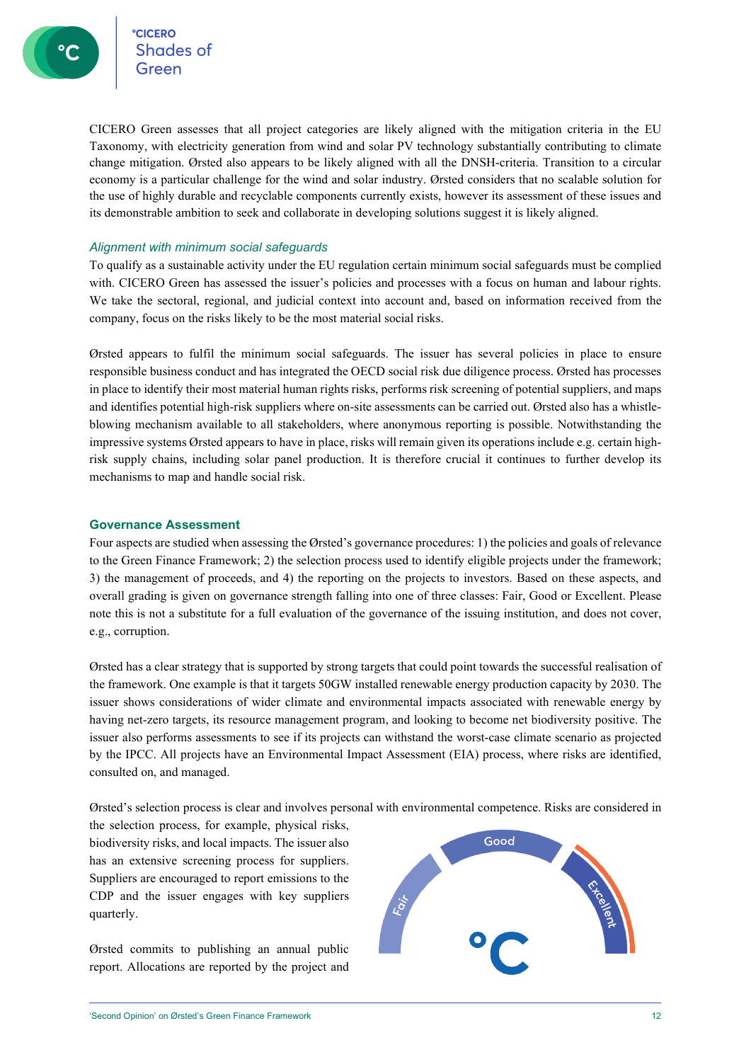CICERO Green assesses that all project categories are likely aligned with the mitigation criteria in the EU Taxonomy, with electricity generation from wind and solar PV technology substantially contributing to climate change mitigation. Ørsted also appears to be likely aligned with all the DNSH-criteria. Transition to a circular economy is a particular challenge for the wind and solar industry. Ørsted considers that no scalable solution for the use of highly durable and recyclable components currently exists, however its assessment of these issues and its demonstrable ambition to seek and collaborate in developing solutions suggest it is likely aligned.

### *Alignment with minimum social safeguards*

To qualify as a sustainable activity under the EU regulation certain minimum social safeguards must be complied with. CICERO Green has assessed the issuer's policies and processes with a focus on human and labour rights. We take the sectoral, regional, and judicial context into account and, based on information received from the company, focus on the risks likely to be the most material social risks.

Ørsted appears to fulfil the minimum social safeguards. The issuer has several policies in place to ensure responsible business conduct and has integrated the OECD social risk due diligence process. Ørsted has processes in place to identify their most material human rights risks, performs risk screening of potential suppliers, and maps and identifies potential high-risk suppliers where on-site assessments can be carried out. Ørsted also has a whistle-blowing mechanism available to all stakeholders, where anonymous reporting is possible. Notwithstanding the impressive systems Ørsted appears to have in place, risks will remain given its operations include e.g. certain high-risk supply chains, including solar panel production. It is therefore crucial it continues to further develop its mechanisms to map and handle social risk.

## Governance Assessment

Four aspects are studied when assessing the Ørsted's governance procedures: 1) the policies and goals of relevance to the Green Finance Framework; 2) the selection process used to identify eligible projects under the framework; 3) the management of proceeds, and 4) the reporting on the projects to investors. Based on these aspects, and overall grading is given on governance strength falling into one of three classes: Fair, Good or Excellent. Please note this is not a substitute for a full evaluation of the governance of the issuing institution, and does not cover, e.g., corruption.

Ørsted has a clear strategy that is supported by strong targets that could point towards the successful realisation of the framework. One example is that it targets 50GW installed renewable energy production capacity by 2030. The issuer shows considerations of wider climate and environmental impacts associated with renewable energy by having net-zero targets, its resource management program, and looking to become net biodiversity positive. The issuer also performs assessments to see if its projects can withstand the worst-case climate scenario as projected by the IPCC. All projects have an Environmental Impact Assessment (EIA) process, where risks are identified, consulted on, and managed.

Ørsted's selection process is clear and involves personal with environmental competence. Risks are considered in the selection process, for example, physical risks, biodiversity risks, and local impacts. The issuer also has an extensive screening process for suppliers. Suppliers are encouraged to report emissions to the CDP and the issuer engages with key suppliers quarterly.

Ørsted commits to publishing an annual public report. Allocations are reported by the project and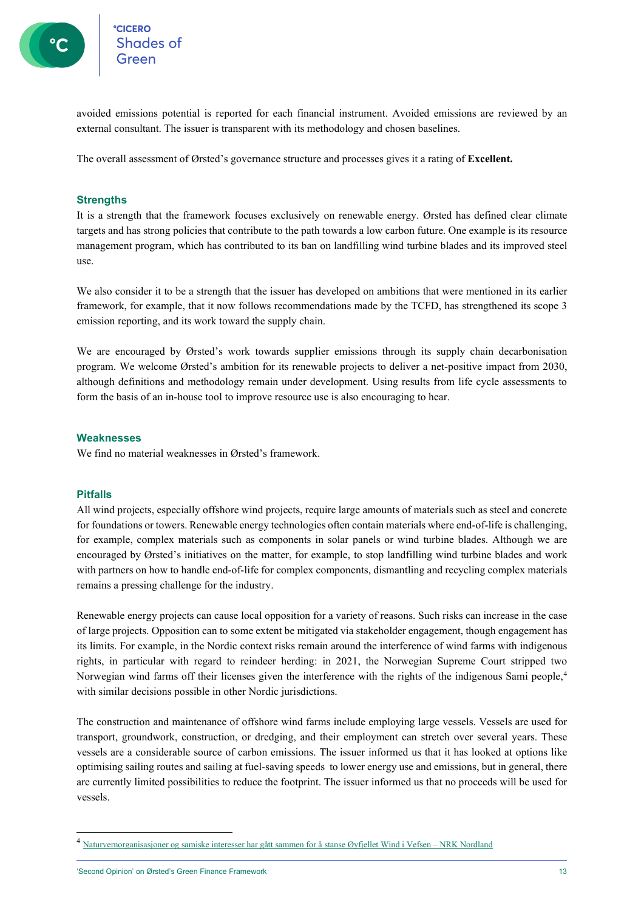avoided emissions potential is reported for each financial instrument. Avoided emissions are reviewed by an external consultant. The issuer is transparent with its methodology and chosen baselines.

The overall assessment of Ørsted's governance structure and processes gives it a rating of **Excellent.**

### Strengths

It is a strength that the framework focuses exclusively on renewable energy. Ørsted has defined clear climate targets and has strong policies that contribute to the path towards a low carbon future. One example is its resource management program, which has contributed to its ban on landfilling wind turbine blades and its improved steel use.

We also consider it to be a strength that the issuer has developed on ambitions that were mentioned in its earlier framework, for example, that it now follows recommendations made by the TCFD, has strengthened its scope 3 emission reporting, and its work toward the supply chain.

We are encouraged by Ørsted's work towards supplier emissions through its supply chain decarbonisation program. We welcome Ørsted's ambition for its renewable projects to deliver a net-positive impact from 2030, although definitions and methodology remain under development. Using results from life cycle assessments to form the basis of an in-house tool to improve resource use is also encouraging to hear.

### Weaknesses

We find no material weaknesses in Ørsted's framework.

### Pitfalls

All wind projects, especially offshore wind projects, require large amounts of materials such as steel and concrete for foundations or towers. Renewable energy technologies often contain materials where end-of-life is challenging, for example, complex materials such as components in solar panels or wind turbine blades. Although we are encouraged by Ørsted's initiatives on the matter, for example, to stop landfilling wind turbine blades and work with partners on how to handle end-of-life for complex components, dismantling and recycling complex materials remains a pressing challenge for the industry.

Renewable energy projects can cause local opposition for a variety of reasons. Such risks can increase in the case of large projects. Opposition can to some extent be mitigated via stakeholder engagement, though engagement has its limits. For example, in the Nordic context risks remain around the interference of wind farms with indigenous rights, in particular with regard to reindeer herding: in 2021, the Norwegian Supreme Court stripped two Norwegian wind farms off their licenses given the interference with the rights of the indigenous Sami people,[4] with similar decisions possible in other Nordic jurisdictions.

The construction and maintenance of offshore wind farms include employing large vessels. Vessels are used for transport, groundwork, construction, or dredging, and their employment can stretch over several years. These vessels are a considerable source of carbon emissions. The issuer informed us that it has looked at options like optimising sailing routes and sailing at fuel-saving speeds to lower energy use and emissions, but in general, there are currently limited possibilities to reduce the footprint. The issuer informed us that no proceeds will be used for vessels.

---

[4] Naturvernorganisasjoner og samiske interesser har gått sammen for å stanse Øyfjellet Wind i Vefsen – NRK Nordland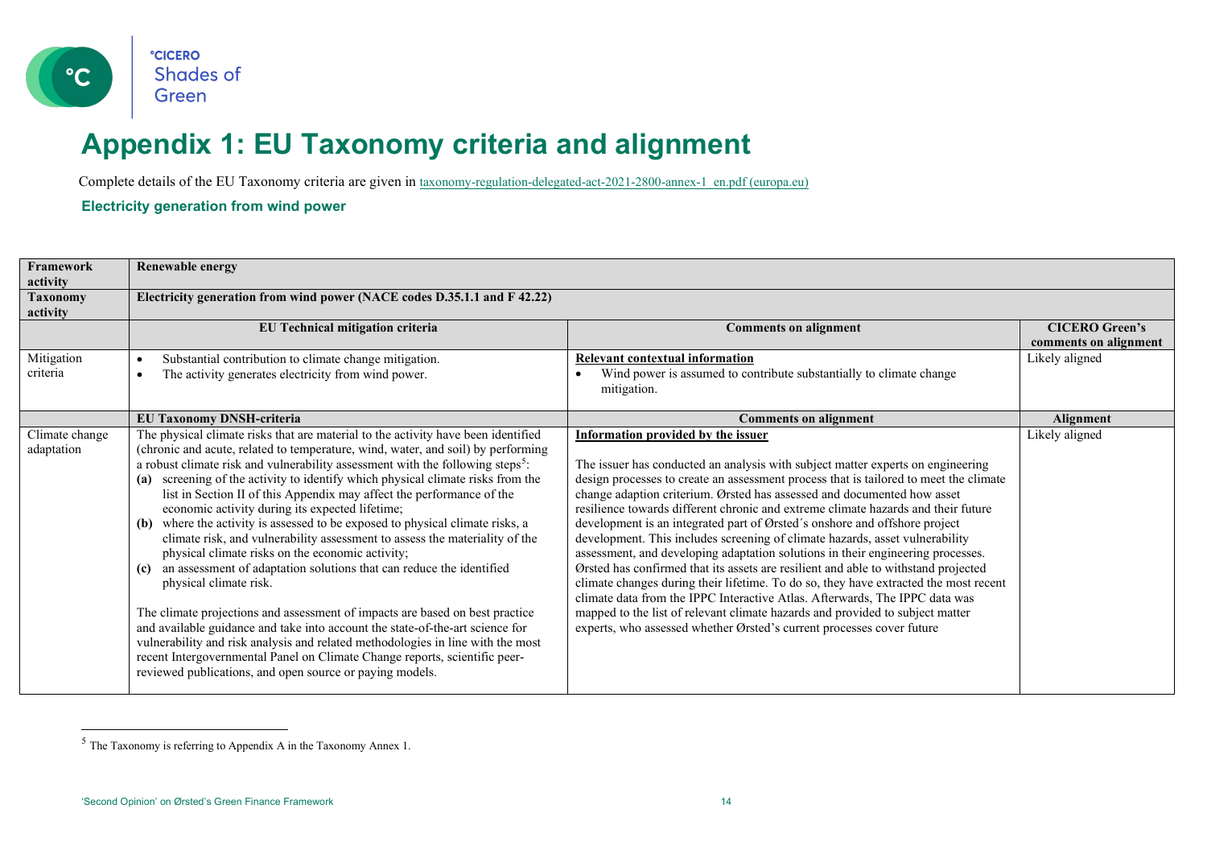# Appendix 1: EU Taxonomy criteria and alignment

Complete details of the EU Taxonomy criteria are given in taxonomy-regulation-delegated-act-2021-2800-annex-1_en.pdf (europa.eu)

**Electricity generation from wind power**

| **Framework activity** | **Renewable energy** | | |
|---|---|---|---|
| **Taxonomy activity** | **Electricity generation from wind power (NACE codes D.35.1.1 and F 42.22)** | | |
| | **EU Technical mitigation criteria** | **Comments on alignment** | **CICERO Green's comments on alignment** |
| Mitigation criteria | • Substantial contribution to climate change mitigation.<br>• The activity generates electricity from wind power. | **Relevant contextual information**<br>• Wind power is assumed to contribute substantially to climate change mitigation. | Likely aligned |
| | **EU Taxonomy DNSH-criteria** | **Comments on alignment** | **Alignment** |
| Climate change adaptation | The physical climate risks that are material to the activity have been identified (chronic and acute, related to temperature, wind, water, and soil) by performing a robust climate risk and vulnerability assessment with the following steps[5]:<br>**(a)** screening of the activity to identify which physical climate risks from the list in Section II of this Appendix may affect the performance of the economic activity during its expected lifetime;<br>**(b)** where the activity is assessed to be exposed to physical climate risks, a climate risk, and vulnerability assessment to assess the materiality of the physical climate risks on the economic activity;<br>**(c)** an assessment of adaptation solutions that can reduce the identified physical climate risk.<br><br>The climate projections and assessment of impacts are based on best practice and available guidance and take into account the state-of-the-art science for vulnerability and risk analysis and related methodologies in line with the most recent Intergovernmental Panel on Climate Change reports, scientific peer-reviewed publications, and open source or paying models. | **Information provided by the issuer**<br><br>The issuer has conducted an analysis with subject matter experts on engineering design processes to create an assessment process that is tailored to meet the climate change adaption criterium. Ørsted has assessed and documented how asset resilience towards different chronic and extreme climate hazards and their future development is an integrated part of Ørsted´s onshore and offshore project development. This includes screening of climate hazards, asset vulnerability assessment, and developing adaptation solutions in their engineering processes. Ørsted has confirmed that its assets are resilient and able to withstand projected climate changes during their lifetime. To do so, they have extracted the most recent climate data from the IPPC Interactive Atlas. Afterwards, The IPPC data was mapped to the list of relevant climate hazards and provided to subject matter experts, who assessed whether Ørsted's current processes cover future | Likely aligned |

[5] The Taxonomy is referring to Appendix A in the Taxonomy Annex 1.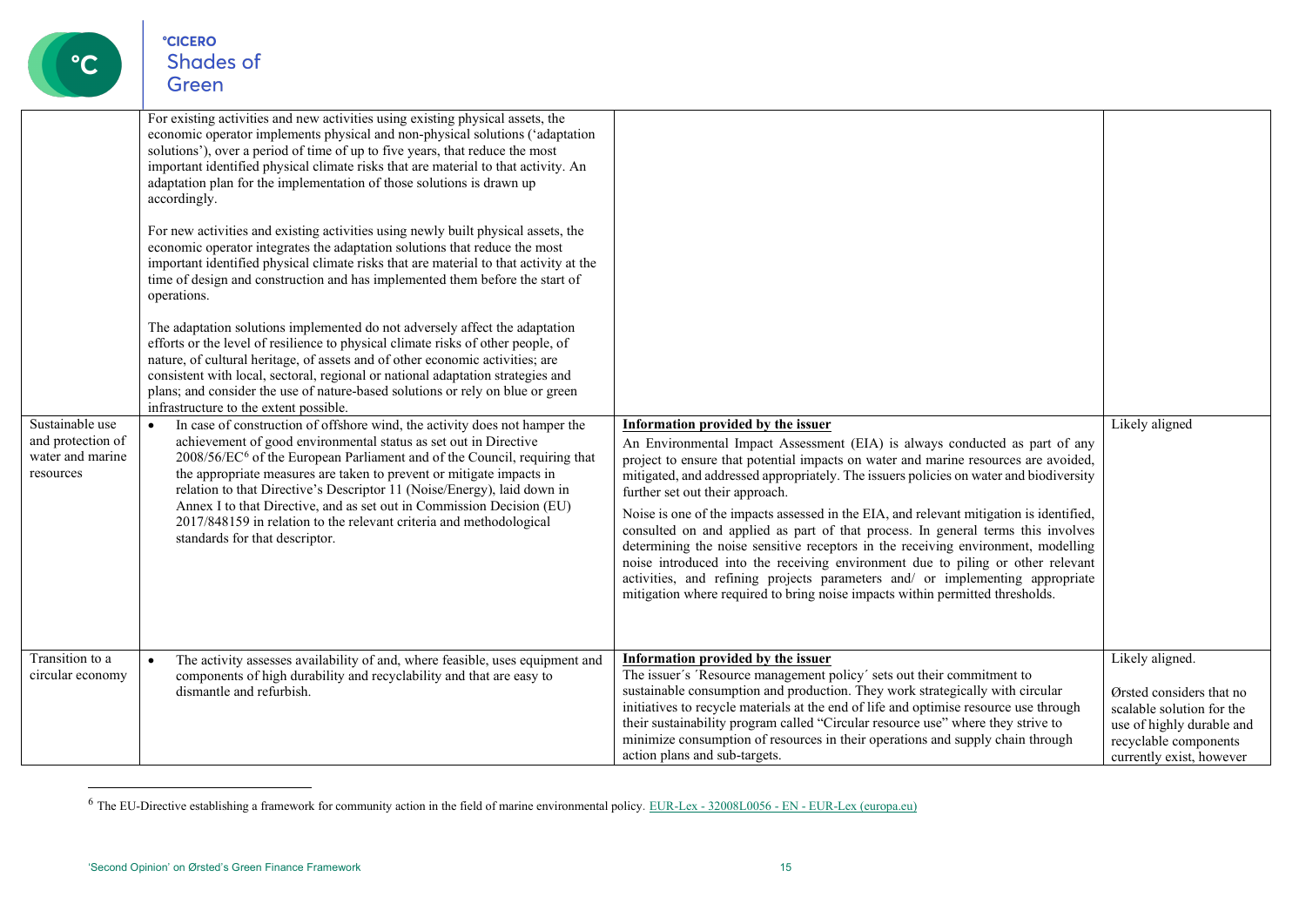| | | | |
|---|---|---|---|
| | For existing activities and new activities using existing physical assets, the economic operator implements physical and non-physical solutions ('adaptation solutions'), over a period of time of up to five years, that reduce the most important identified physical climate risks that are material to that activity. An adaptation plan for the implementation of those solutions is drawn up accordingly.<br><br>For new activities and existing activities using newly built physical assets, the economic operator integrates the adaptation solutions that reduce the most important identified physical climate risks that are material to that activity at the time of design and construction and has implemented them before the start of operations.<br><br>The adaptation solutions implemented do not adversely affect the adaptation efforts or the level of resilience to physical climate risks of other people, of nature, of cultural heritage, of assets and of other economic activities; are consistent with local, sectoral, regional or national adaptation strategies and plans; and consider the use of nature-based solutions or rely on blue or green infrastructure to the extent possible. | | |
| Sustainable use and protection of water and marine resources | • In case of construction of offshore wind, the activity does not hamper the achievement of good environmental status as set out in Directive 2008/56/EC[6] of the European Parliament and of the Council, requiring that the appropriate measures are taken to prevent or mitigate impacts in relation to that Directive's Descriptor 11 (Noise/Energy), laid down in Annex I to that Directive, and as set out in Commission Decision (EU) 2017/848159 in relation to the relevant criteria and methodological standards for that descriptor. | **Information provided by the issuer**<br>An Environmental Impact Assessment (EIA) is always conducted as part of any project to ensure that potential impacts on water and marine resources are avoided, mitigated, and addressed appropriately. The issuers policies on water and biodiversity further set out their approach.<br><br>Noise is one of the impacts assessed in the EIA, and relevant mitigation is identified, consulted on and applied as part of that process. In general terms this involves determining the noise sensitive receptors in the receiving environment, modelling noise introduced into the receiving environment due to piling or other relevant activities, and refining projects parameters and/ or implementing appropriate mitigation where required to bring noise impacts within permitted thresholds. | Likely aligned |
| Transition to a circular economy | • The activity assesses availability of and, where feasible, uses equipment and components of high durability and recyclability and that are easy to dismantle and refurbish. | **Information provided by the issuer**<br>The issuer´s ´Resource management policy´ sets out their commitment to sustainable consumption and production. They work strategically with circular initiatives to recycle materials at the end of life and optimise resource use through their sustainability program called "Circular resource use" where they strive to minimize consumption of resources in their operations and supply chain through action plans and sub-targets. | Likely aligned.<br><br>Ørsted considers that no scalable solution for the use of highly durable and recyclable components currently exist, however |

[6] The EU-Directive establishing a framework for community action in the field of marine environmental policy. EUR-Lex - 32008L0056 - EN - EUR-Lex (europa.eu)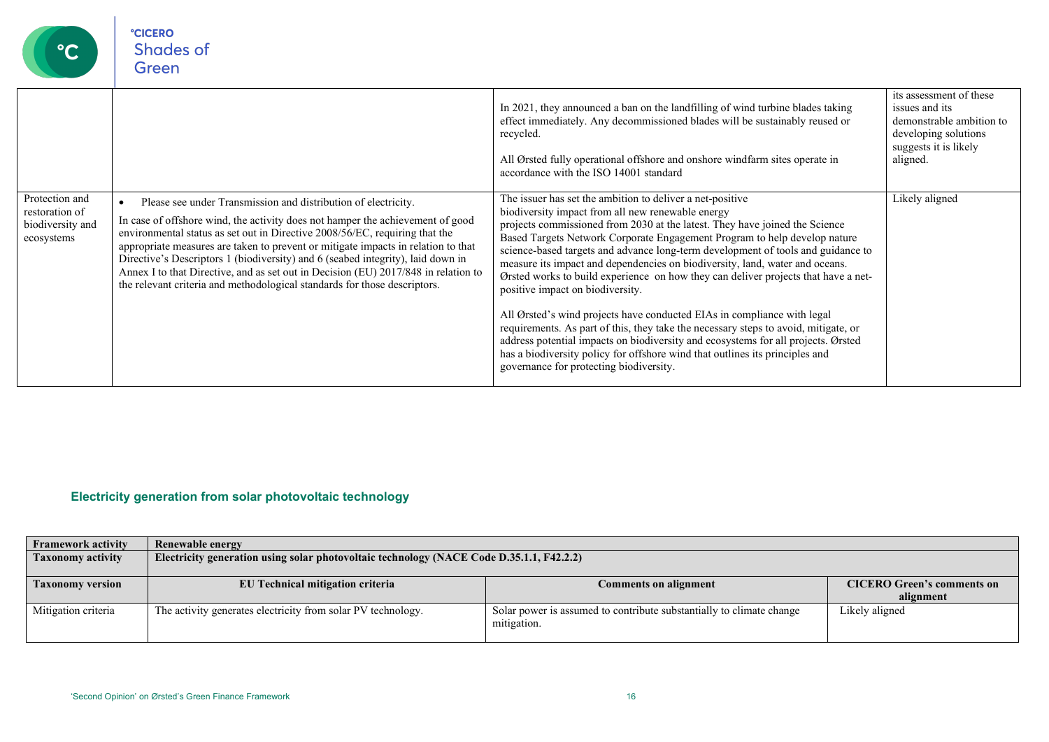| | | | |
|---|---|---|---|
| | | In 2021, they announced a ban on the landfilling of wind turbine blades taking effect immediately. Any decommissioned blades will be sustainably reused or recycled.<br><br>All Ørsted fully operational offshore and onshore windfarm sites operate in accordance with the ISO 14001 standard | its assessment of these issues and its demonstrable ambition to developing solutions suggests it is likely aligned. |
| Protection and restoration of biodiversity and ecosystems | • Please see under Transmission and distribution of electricity.<br><br>In case of offshore wind, the activity does not hamper the achievement of good environmental status as set out in Directive 2008/56/EC, requiring that the appropriate measures are taken to prevent or mitigate impacts in relation to that Directive's Descriptors 1 (biodiversity) and 6 (seabed integrity), laid down in Annex I to that Directive, and as set out in Decision (EU) 2017/848 in relation to the relevant criteria and methodological standards for those descriptors. | The issuer has set the ambition to deliver a net-positive biodiversity impact from all new renewable energy projects commissioned from 2030 at the latest. They have joined the Science Based Targets Network Corporate Engagement Program to help develop nature science-based targets and advance long-term development of tools and guidance to measure its impact and dependencies on biodiversity, land, water and oceans. Ørsted works to build experience on how they can deliver projects that have a net-positive impact on biodiversity.<br><br>All Ørsted's wind projects have conducted EIAs in compliance with legal requirements. As part of this, they take the necessary steps to avoid, mitigate, or address potential impacts on biodiversity and ecosystems for all projects. Ørsted has a biodiversity policy for offshore wind that outlines its principles and governance for protecting biodiversity. | Likely aligned |

## Electricity generation from solar photovoltaic technology

| **Framework activity** | **Renewable energy** | | |
|---|---|---|---|
| **Taxonomy activity** | **Electricity generation using solar photovoltaic technology (NACE Code D.35.1.1, F42.2.2)** | | |
| **Taxonomy version** | **EU Technical mitigation criteria** | **Comments on alignment** | **CICERO Green's comments on alignment** |
| Mitigation criteria | The activity generates electricity from solar PV technology. | Solar power is assumed to contribute substantially to climate change mitigation. | Likely aligned |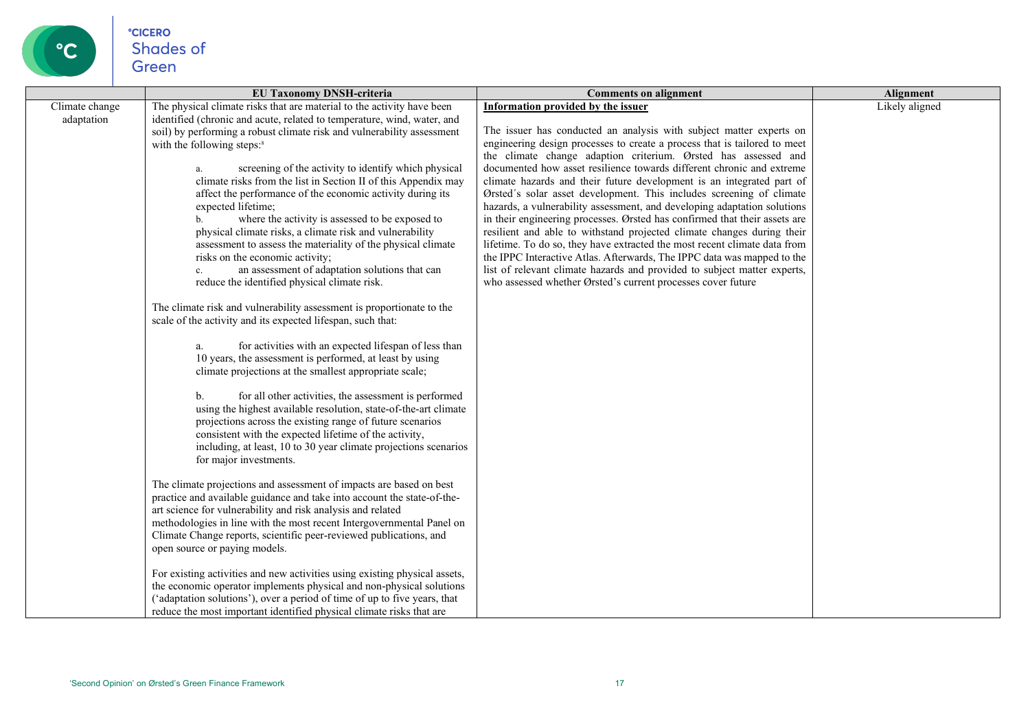|  | EU Taxonomy DNSH-criteria | Comments on alignment | Alignment |
|---|---|---|---|
| Climate change adaptation | The physical climate risks that are material to the activity have been identified (chronic and acute, related to temperature, wind, water, and soil) by performing a robust climate risk and vulnerability assessment with the following steps:[8]<br><br>a. screening of the activity to identify which physical climate risks from the list in Section II of this Appendix may affect the performance of the economic activity during its expected lifetime;<br>b. where the activity is assessed to be exposed to physical climate risks, a climate risk and vulnerability assessment to assess the materiality of the physical climate risks on the economic activity;<br>c. an assessment of adaptation solutions that can reduce the identified physical climate risk.<br><br>The climate risk and vulnerability assessment is proportionate to the scale of the activity and its expected lifespan, such that:<br><br>a. for activities with an expected lifespan of less than 10 years, the assessment is performed, at least by using climate projections at the smallest appropriate scale;<br><br>b. for all other activities, the assessment is performed using the highest available resolution, state-of-the-art climate projections across the existing range of future scenarios consistent with the expected lifetime of the activity, including, at least, 10 to 30 year climate projections scenarios for major investments.<br><br>The climate projections and assessment of impacts are based on best practice and available guidance and take into account the state-of-the-art science for vulnerability and risk analysis and related methodologies in line with the most recent Intergovernmental Panel on Climate Change reports, scientific peer-reviewed publications, and open source or paying models.<br><br>For existing activities and new activities using existing physical assets, the economic operator implements physical and non-physical solutions ('adaptation solutions'), over a period of time of up to five years, that reduce the most important identified physical climate risks that are | **Information provided by the issuer**<br><br>The issuer has conducted an analysis with subject matter experts on engineering design processes to create a process that is tailored to meet the climate change adaption criterium. Ørsted has assessed and documented how asset resilience towards different chronic and extreme climate hazards and their future development is an integrated part of Ørsted´s solar asset development. This includes screening of climate hazards, a vulnerability assessment, and developing adaptation solutions in their engineering processes. Ørsted has confirmed that their assets are resilient and able to withstand projected climate changes during their lifetime. To do so, they have extracted the most recent climate data from the IPPC Interactive Atlas. Afterwards, The IPPC data was mapped to the list of relevant climate hazards and provided to subject matter experts, who assessed whether Ørsted's current processes cover future | Likely aligned |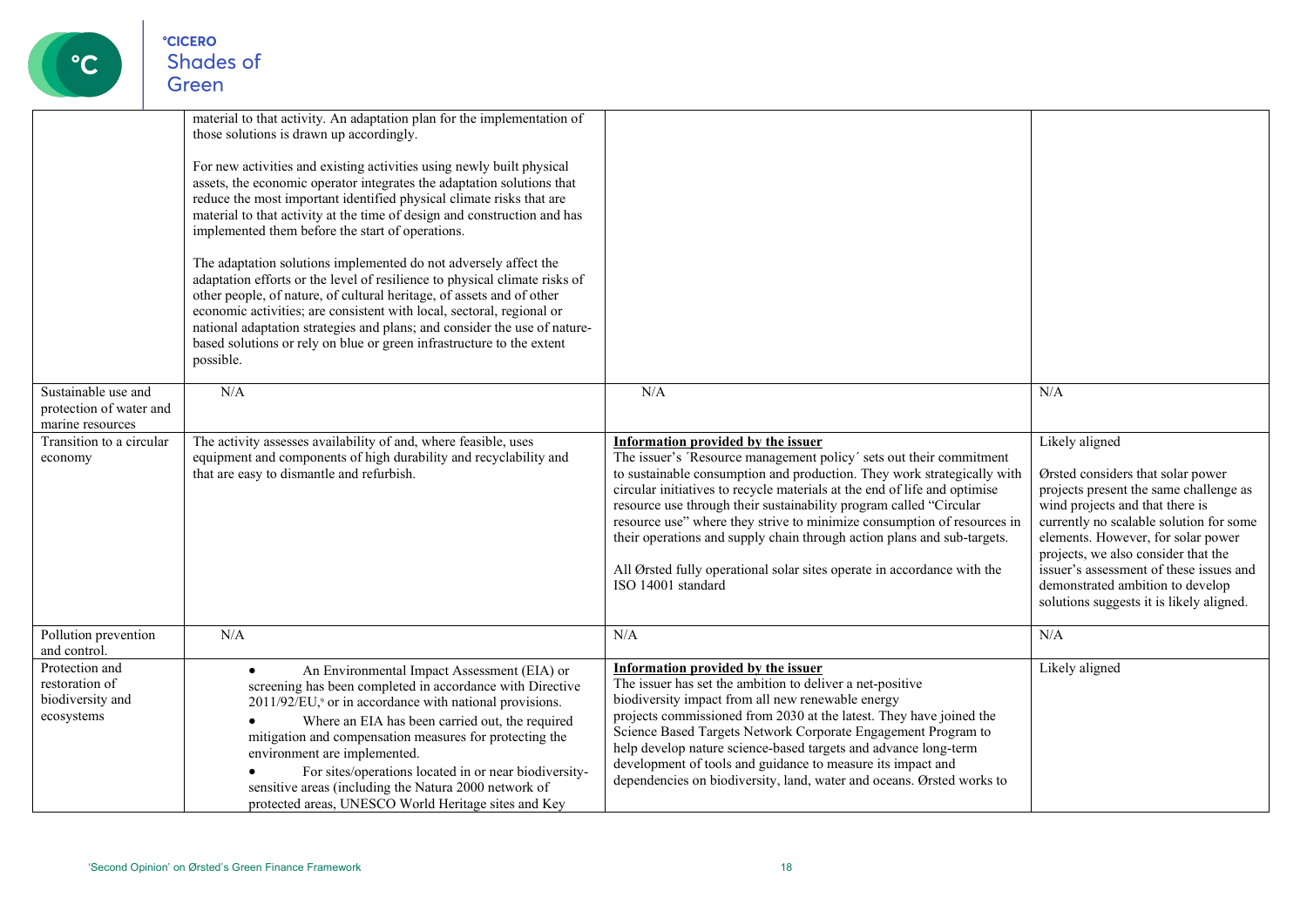| | | | |
|---|---|---|---|
| | material to that activity. An adaptation plan for the implementation of those solutions is drawn up accordingly.<br><br>For new activities and existing activities using newly built physical assets, the economic operator integrates the adaptation solutions that reduce the most important identified physical climate risks that are material to that activity at the time of design and construction and has implemented them before the start of operations.<br><br>The adaptation solutions implemented do not adversely affect the adaptation efforts or the level of resilience to physical climate risks of other people, of nature, of cultural heritage, of assets and of other economic activities; are consistent with local, sectoral, regional or national adaptation strategies and plans; and consider the use of nature-based solutions or rely on blue or green infrastructure to the extent possible. | | |
| Sustainable use and protection of water and marine resources | N/A | N/A | N/A |
| Transition to a circular economy | The activity assesses availability of and, where feasible, uses equipment and components of high durability and recyclability and that are easy to dismantle and refurbish. | **Information provided by the issuer**<br>The issuer's ´Resource management policy´ sets out their commitment to sustainable consumption and production. They work strategically with circular initiatives to recycle materials at the end of life and optimise resource use through their sustainability program called "Circular resource use" where they strive to minimize consumption of resources in their operations and supply chain through action plans and sub-targets.<br><br>All Ørsted fully operational solar sites operate in accordance with the ISO 14001 standard | Likely aligned<br><br>Ørsted considers that solar power projects present the same challenge as wind projects and that there is currently no scalable solution for some elements. However, for solar power projects, we also consider that the issuer's assessment of these issues and demonstrated ambition to develop solutions suggests it is likely aligned. |
| Pollution prevention and control. | N/A | N/A | N/A |
| Protection and restoration of biodiversity and ecosystems | • An Environmental Impact Assessment (EIA) or screening has been completed in accordance with Directive 2011/92/EU,[9] or in accordance with national provisions.<br>• Where an EIA has been carried out, the required mitigation and compensation measures for protecting the environment are implemented.<br>• For sites/operations located in or near biodiversity-sensitive areas (including the Natura 2000 network of protected areas, UNESCO World Heritage sites and Key | **Information provided by the issuer**<br>The issuer has set the ambition to deliver a net-positive biodiversity impact from all new renewable energy projects commissioned from 2030 at the latest. They have joined the Science Based Targets Network Corporate Engagement Program to help develop nature science-based targets and advance long-term development of tools and guidance to measure its impact and dependencies on biodiversity, land, water and oceans. Ørsted works to | Likely aligned |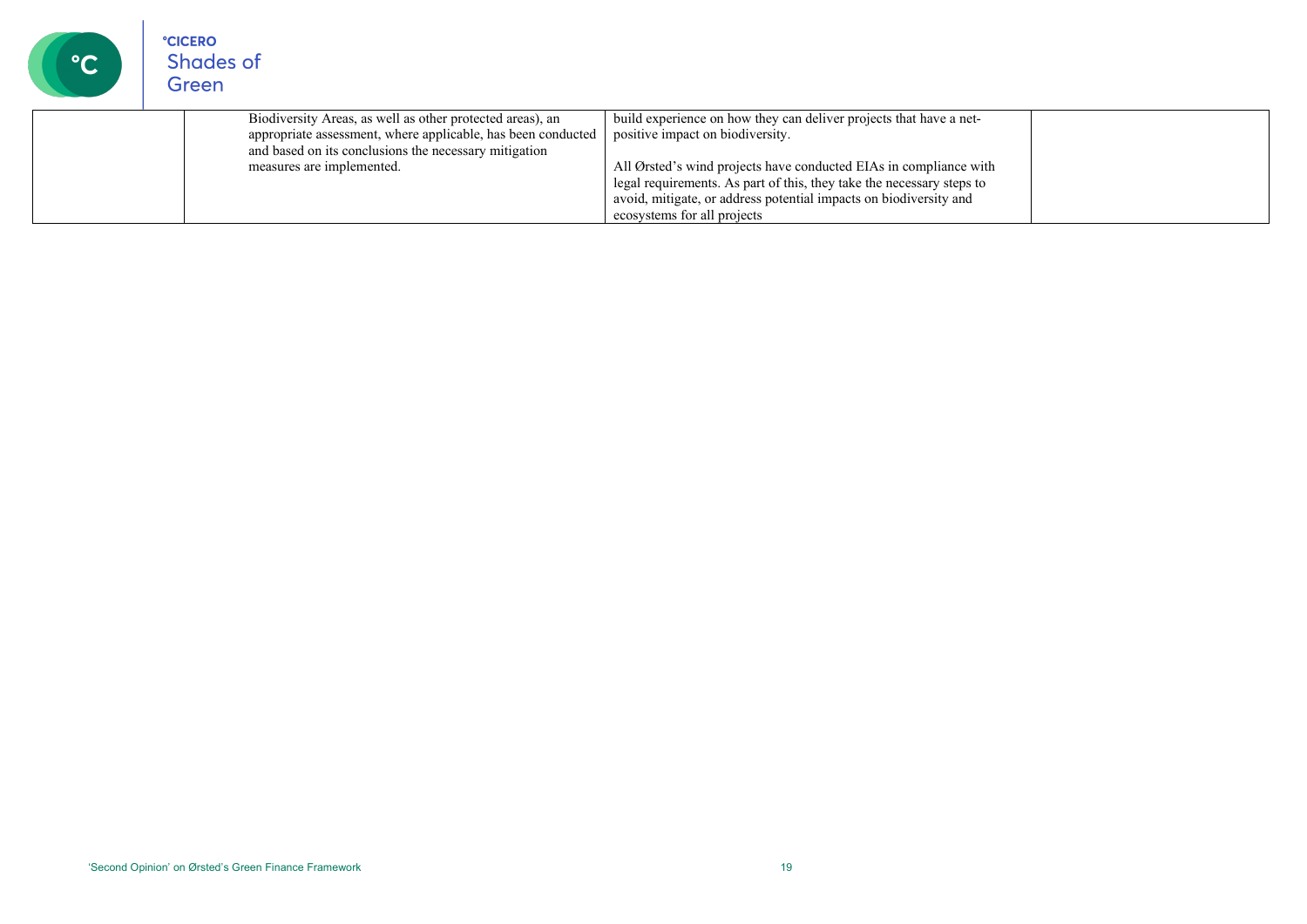|  | Biodiversity Areas, as well as other protected areas), an appropriate assessment, where applicable, has been conducted and based on its conclusions the necessary mitigation measures are implemented. | build experience on how they can deliver projects that have a net-positive impact on biodiversity.<br><br>All Ørsted's wind projects have conducted EIAs in compliance with legal requirements. As part of this, they take the necessary steps to avoid, mitigate, or address potential impacts on biodiversity and ecosystems for all projects |  |
|---|---|---|---|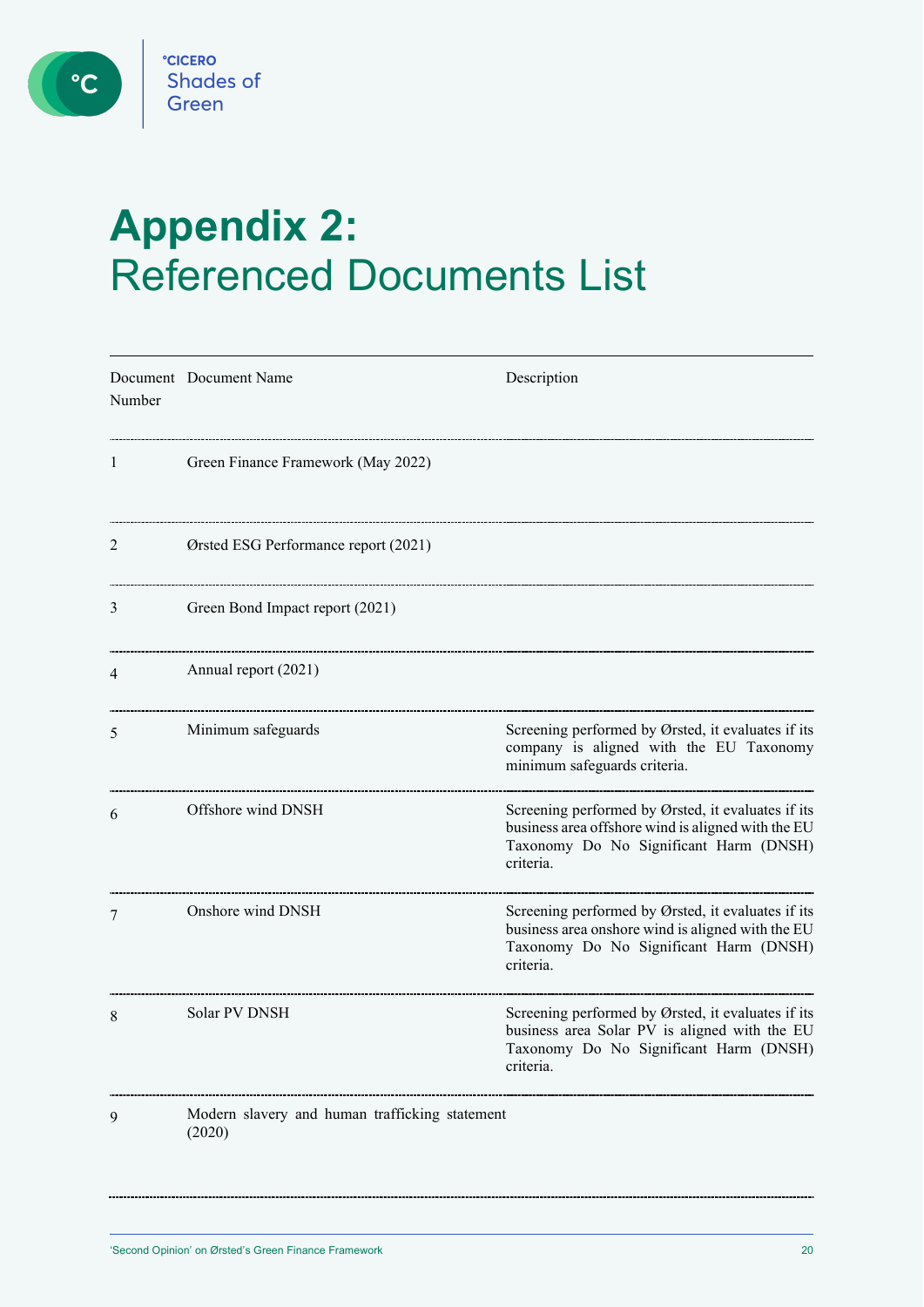# Appendix 2: Referenced Documents List

| Document Number | Document Name | Description |
|---|---|---|
| 1 | Green Finance Framework (May 2022) | |
| 2 | Ørsted ESG Performance report (2021) | |
| 3 | Green Bond Impact report (2021) | |
| 4 | Annual report (2021) | |
| 5 | Minimum safeguards | Screening performed by Ørsted, it evaluates if its company is aligned with the EU Taxonomy minimum safeguards criteria. |
| 6 | Offshore wind DNSH | Screening performed by Ørsted, it evaluates if its business area offshore wind is aligned with the EU Taxonomy Do No Significant Harm (DNSH) criteria. |
| 7 | Onshore wind DNSH | Screening performed by Ørsted, it evaluates if its business area onshore wind is aligned with the EU Taxonomy Do No Significant Harm (DNSH) criteria. |
| 8 | Solar PV DNSH | Screening performed by Ørsted, it evaluates if its business area Solar PV is aligned with the EU Taxonomy Do No Significant Harm (DNSH) criteria. |
| 9 | Modern slavery and human trafficking statement (2020) | |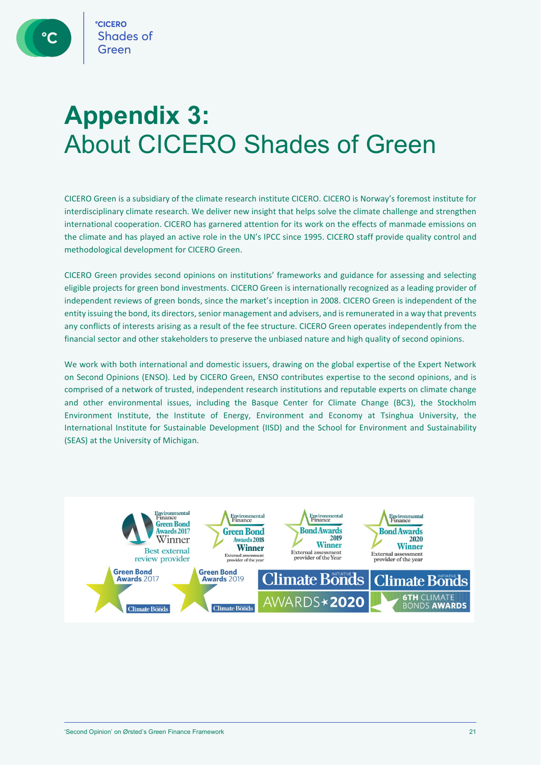# Appendix 3: About CICERO Shades of Green

CICERO Green is a subsidiary of the climate research institute CICERO. CICERO is Norway's foremost institute for interdisciplinary climate research. We deliver new insight that helps solve the climate challenge and strengthen international cooperation. CICERO has garnered attention for its work on the effects of manmade emissions on the climate and has played an active role in the UN's IPCC since 1995. CICERO staff provide quality control and methodological development for CICERO Green.

CICERO Green provides second opinions on institutions' frameworks and guidance for assessing and selecting eligible projects for green bond investments. CICERO Green is internationally recognized as a leading provider of independent reviews of green bonds, since the market's inception in 2008. CICERO Green is independent of the entity issuing the bond, its directors, senior management and advisers, and is remunerated in a way that prevents any conflicts of interests arising as a result of the fee structure. CICERO Green operates independently from the financial sector and other stakeholders to preserve the unbiased nature and high quality of second opinions.

We work with both international and domestic issuers, drawing on the global expertise of the Expert Network on Second Opinions (ENSO). Led by CICERO Green, ENSO contributes expertise to the second opinions, and is comprised of a network of trusted, independent research institutions and reputable experts on climate change and other environmental issues, including the Basque Center for Climate Change (BC3), the Stockholm Environment Institute, the Institute of Energy, Environment and Economy at Tsinghua University, the International Institute for Sustainable Development (IISD) and the School for Environment and Sustainability (SEAS) at the University of Michigan.

Environmental Finance Green Bond Awards 2017 Winner
Best external review provider

Environmental Finance Green Bond Awards 2018 Winner
External assessment provider of the year

Environmental Finance Bond Awards 2019 Winner
External assessment provider of the Year

Environmental Finance Bond Awards 2020 Winner
External assessment provider of the year

Green Bond Awards 2017 Climate Bonds

Green Bond Awards 2019 Climate Bonds

Climate Bonds Initiative AWARDS 2020

Climate Bonds Initiative 6TH CLIMATE BONDS AWARDS